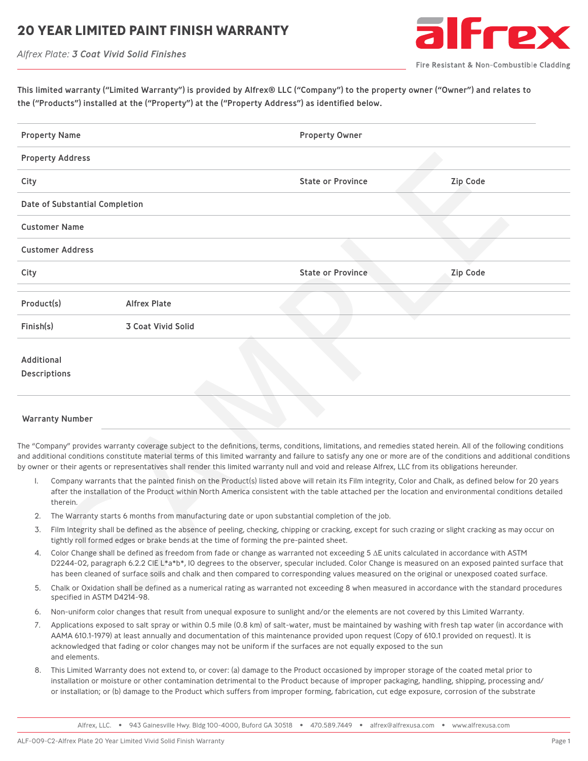# 20 YEAR LIMITED PAINT FINISH WARRANTY

*Alfrex Plate: **3 Coat Vivid Solid Finishes***

alfrex
Fire Resistant & Non-Combustible Cladding

**This limited warranty ("Limited Warranty") is provided by Alfrex® LLC ("Company") to the property owner ("Owner") and relates to the ("Products") installed at the ("Property") at the ("Property Address") as identified below.**

| | | | |
|---|---|---|---|
| **Property Name** | | **Property Owner** | |
| **Property Address** | | | |
| **City** | | **State or Province** | **Zip Code** |
| **Date of Substantial Completion** | | | |
| **Customer Name** | | | |
| **Customer Address** | | | |
| **City** | | **State or Province** | **Zip Code** |

| | |
|---|---|
| **Product(s)** | **Alfrex Plate** |
| **Finish(s)** | **3 Coat Vivid Solid** |
| **Additional Descriptions** | |

**Warranty Number**

The "Company" provides warranty coverage subject to the definitions, terms, conditions, limitations, and remedies stated herein. All of the following conditions and additional conditions constitute material terms of this limited warranty and failure to satisfy any one or more are of the conditions and additional conditions by owner or their agents or representatives shall render this limited warranty null and void and release Alfrex, LLC from its obligations hereunder.

1. Company warrants that the painted finish on the Product(s) listed above will retain its Film integrity, Color and Chalk, as defined below for 20 years after the installation of the Product within North America consistent with the table attached per the location and environmental conditions detailed therein.
2. The Warranty starts 6 months from manufacturing date or upon substantial completion of the job.
3. Film Integrity shall be defined as the absence of peeling, checking, chipping or cracking, except for such crazing or slight cracking as may occur on tightly roll formed edges or brake bends at the time of forming the pre-painted sheet.
4. Color Change shall be defined as freedom from fade or change as warranted not exceeding 5 ΔE units calculated in accordance with ASTM D2244-02, paragraph 6.2.2 CIE L*a*b*, 10 degrees to the observer, specular included. Color Change is measured on an exposed painted surface that has been cleaned of surface soils and chalk and then compared to corresponding values measured on the original or unexposed coated surface.
5. Chalk or Oxidation shall be defined as a numerical rating as warranted not exceeding 8 when measured in accordance with the standard procedures specified in ASTM D4214-98.
6. Non-uniform color changes that result from unequal exposure to sunlight and/or the elements are not covered by this Limited Warranty.
7. Applications exposed to salt spray or within 0.5 mile (0.8 km) of salt-water, must be maintained by washing with fresh tap water (in accordance with AAMA 610.1-1979) at least annually and documentation of this maintenance provided upon request (Copy of 610.1 provided on request). It is acknowledged that fading or color changes may not be uniform if the surfaces are not equally exposed to the sun and elements.
8. This Limited Warranty does not extend to, or cover: (a) damage to the Product occasioned by improper storage of the coated metal prior to installation or moisture or other contamination detrimental to the Product because of improper packaging, handling, shipping, processing and/or installation; or (b) damage to the Product which suffers from improper forming, fabrication, cut edge exposure, corrosion of the substrate

Alfrex, LLC. • 943 Gainesville Hwy. Bldg 100-4000, Buford GA 30518 • 470.589.7449 • alfrex@alfrexusa.com • www.alfrexusa.com

ALF-009-C2-Alfrex Plate 20 Year Limited Vivid Solid Finish Warranty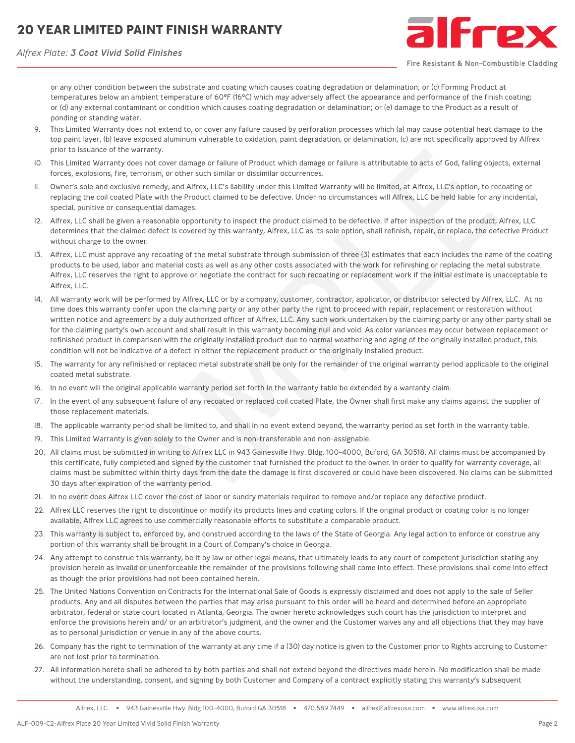or any other condition between the substrate and coating which causes coating degradation or delamination; or (c) Forming Product at temperatures below an ambient temperature of 60°F (16°C) which may adversely affect the appearance and performance of the finish coating; or (d) any external contaminant or condition which causes coating degradation or delamination; or (e) damage to the Product as a result of ponding or standing water.

9. This Limited Warranty does not extend to, or cover any failure caused by perforation processes which (a) may cause potential heat damage to the top paint layer, (b) leave exposed aluminum vulnerable to oxidation, paint degradation, or delamination, (c) are not specifically approved by Alfrex prior to issuance of the warranty.
10. This Limited Warranty does not cover damage or failure of Product which damage or failure is attributable to acts of God, falling objects, external forces, explosions, fire, terrorism, or other such similar or dissimilar occurrences.
11. Owner's sole and exclusive remedy, and Alfrex, LLC's liability under this Limited Warranty will be limited, at Alfrex, LLC's option, to recoating or replacing the coil coated Plate with the Product claimed to be defective. Under no circumstances will Alfrex, LLC be held liable for any incidental, special, punitive or consequential damages.
12. Alfrex, LLC shall be given a reasonable opportunity to inspect the product claimed to be defective. If after inspection of the product, Alfrex, LLC determines that the claimed defect is covered by this warranty, Alfrex, LLC as its sole option, shall refinish, repair, or replace, the defective Product without charge to the owner.
13. Alfrex, LLC must approve any recoating of the metal substrate through submission of three (3) estimates that each includes the name of the coating products to be used, labor and material costs as well as any other costs associated with the work for refinishing or replacing the metal substrate. Alfrex, LLC reserves the right to approve or negotiate the contract for such recoating or replacement work if the initial estimate is unacceptable to Alfrex, LLC.
14. All warranty work will be performed by Alfrex, LLC or by a company, customer, contractor, applicator, or distributor selected by Alfrex, LLC. At no time does this warranty confer upon the claiming party or any other party the right to proceed with repair, replacement or restoration without written notice and agreement by a duly authorized officer of Alfrex, LLC. Any such work undertaken by the claiming party or any other party shall be for the claiming party's own account and shall result in this warranty becoming null and void. As color variances may occur between replacement or refinished product in comparison with the originally installed product due to normal weathering and aging of the originally installed product, this condition will not be indicative of a defect in either the replacement product or the originally installed product.
15. The warranty for any refinished or replaced metal substrate shall be only for the remainder of the original warranty period applicable to the original coated metal substrate.
16. In no event will the original applicable warranty period set forth in the warranty table be extended by a warranty claim.
17. In the event of any subsequent failure of any recoated or replaced coil coated Plate, the Owner shall first make any claims against the supplier of those replacement materials.
18. The applicable warranty period shall be limited to, and shall in no event extend beyond, the warranty period as set forth in the warranty table.
19. This Limited Warranty is given solely to the Owner and is non-transferable and non-assignable.
20. All claims must be submitted in writing to Alfrex LLC in 943 Gainesville Hwy. Bldg. 100-4000, Buford, GA 30518. All claims must be accompanied by this certificate, fully completed and signed by the customer that furnished the product to the owner. In order to qualify for warranty coverage, all claims must be submitted within thirty days from the date the damage is first discovered or could have been discovered. No claims can be submitted 30 days after expiration of the warranty period.
21. In no event does Alfrex LLC cover the cost of labor or sundry materials required to remove and/or replace any defective product.
22. Alfrex LLC reserves the right to discontinue or modify its products lines and coating colors. If the original product or coating color is no longer available, Alfrex LLC agrees to use commercially reasonable efforts to substitute a comparable product.
23. This warranty is subject to, enforced by, and construed according to the laws of the State of Georgia. Any legal action to enforce or construe any portion of this warranty shall be brought in a Court of Company's choice in Georgia.
24. Any attempt to construe this warranty, be it by law or other legal means, that ultimately leads to any court of competent jurisdiction stating any provision herein as invalid or unenforceable the remainder of the provisions following shall come into effect. These provisions shall come into effect as though the prior provisions had not been contained herein.
25. The United Nations Convention on Contracts for the International Sale of Goods is expressly disclaimed and does not apply to the sale of Seller products. Any and all disputes between the parties that may arise pursuant to this order will be heard and determined before an appropriate arbitrator, federal or state court located in Atlanta, Georgia. The owner hereto acknowledges such court has the jurisdiction to interpret and enforce the provisions herein and/ or an arbitrator's judgment, and the owner and the Customer waives any and all objections that they may have as to personal jurisdiction or venue in any of the above courts.
26. Company has the right to termination of the warranty at any time if a (30) day notice is given to the Customer prior to Rights accruing to Customer are not lost prior to termination.
27. All information hereto shall be adhered to by both parties and shall not extend beyond the directives made herein. No modification shall be made without the understanding, consent, and signing by both Customer and Company of a contract explicitly stating this warranty's subsequent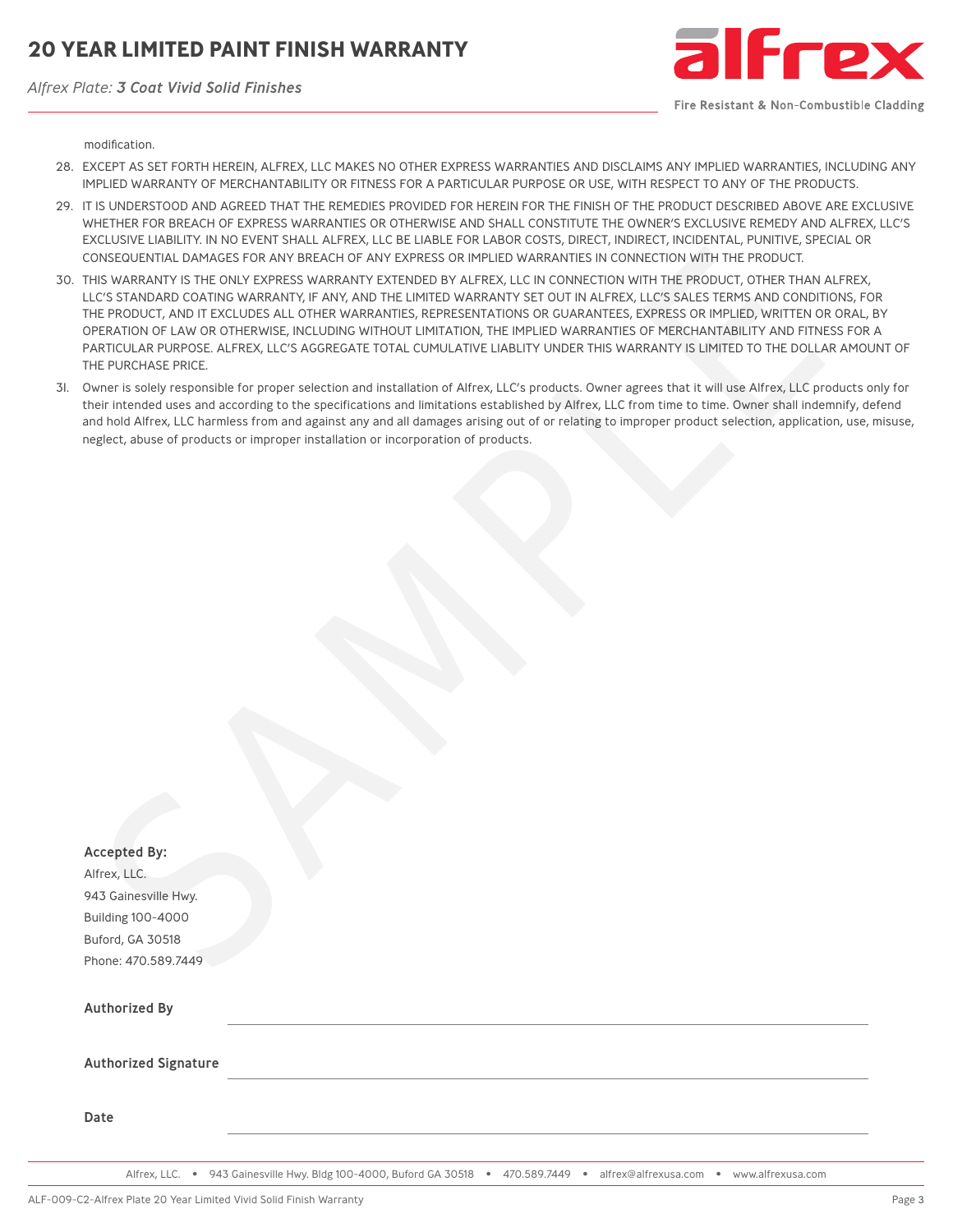modification.

28. EXCEPT AS SET FORTH HEREIN, ALFREX, LLC MAKES NO OTHER EXPRESS WARRANTIES AND DISCLAIMS ANY IMPLIED WARRANTIES, INCLUDING ANY IMPLIED WARRANTY OF MERCHANTABILITY OR FITNESS FOR A PARTICULAR PURPOSE OR USE, WITH RESPECT TO ANY OF THE PRODUCTS.
29. IT IS UNDERSTOOD AND AGREED THAT THE REMEDIES PROVIDED FOR HEREIN FOR THE FINISH OF THE PRODUCT DESCRIBED ABOVE ARE EXCLUSIVE WHETHER FOR BREACH OF EXPRESS WARRANTIES OR OTHERWISE AND SHALL CONSTITUTE THE OWNER'S EXCLUSIVE REMEDY AND ALFREX, LLC'S EXCLUSIVE LIABILITY. IN NO EVENT SHALL ALFREX, LLC BE LIABLE FOR LABOR COSTS, DIRECT, INDIRECT, INCIDENTAL, PUNITIVE, SPECIAL OR CONSEQUENTIAL DAMAGES FOR ANY BREACH OF ANY EXPRESS OR IMPLIED WARRANTIES IN CONNECTION WITH THE PRODUCT.
30. THIS WARRANTY IS THE ONLY EXPRESS WARRANTY EXTENDED BY ALFREX, LLC IN CONNECTION WITH THE PRODUCT, OTHER THAN ALFREX, LLC'S STANDARD COATING WARRANTY, IF ANY, AND THE LIMITED WARRANTY SET OUT IN ALFREX, LLC'S SALES TERMS AND CONDITIONS, FOR THE PRODUCT, AND IT EXCLUDES ALL OTHER WARRANTIES, REPRESENTATIONS OR GUARANTEES, EXPRESS OR IMPLIED, WRITTEN OR ORAL, BY OPERATION OF LAW OR OTHERWISE, INCLUDING WITHOUT LIMITATION, THE IMPLIED WARRANTIES OF MERCHANTABILITY AND FITNESS FOR A PARTICULAR PURPOSE. ALFREX, LLC'S AGGREGATE TOTAL CUMULATIVE LIABLITY UNDER THIS WARRANTY IS LIMITED TO THE DOLLAR AMOUNT OF THE PURCHASE PRICE.
31. Owner is solely responsible for proper selection and installation of Alfrex, LLC's products. Owner agrees that it will use Alfrex, LLC products only for their intended uses and according to the specifications and limitations established by Alfrex, LLC from time to time. Owner shall indemnify, defend and hold Alfrex, LLC harmless from and against any and all damages arising out of or relating to improper product selection, application, use, misuse, neglect, abuse of products or improper installation or incorporation of products.

**Accepted By:**
Alfrex, LLC.
943 Gainesville Hwy.
Building 100-4000
Buford, GA 30518
Phone: 470.589.7449

**Authorized By** \_\_\_\_\_\_\_\_\_\_\_\_\_\_\_\_\_\_\_\_\_\_\_\_\_\_\_\_\_\_

**Authorized Signature** \_\_\_\_\_\_\_\_\_\_\_\_\_\_\_\_\_\_\_\_\_\_\_\_\_\_\_\_\_\_

**Date** \_\_\_\_\_\_\_\_\_\_\_\_\_\_\_\_\_\_\_\_\_\_\_\_\_\_\_\_\_\_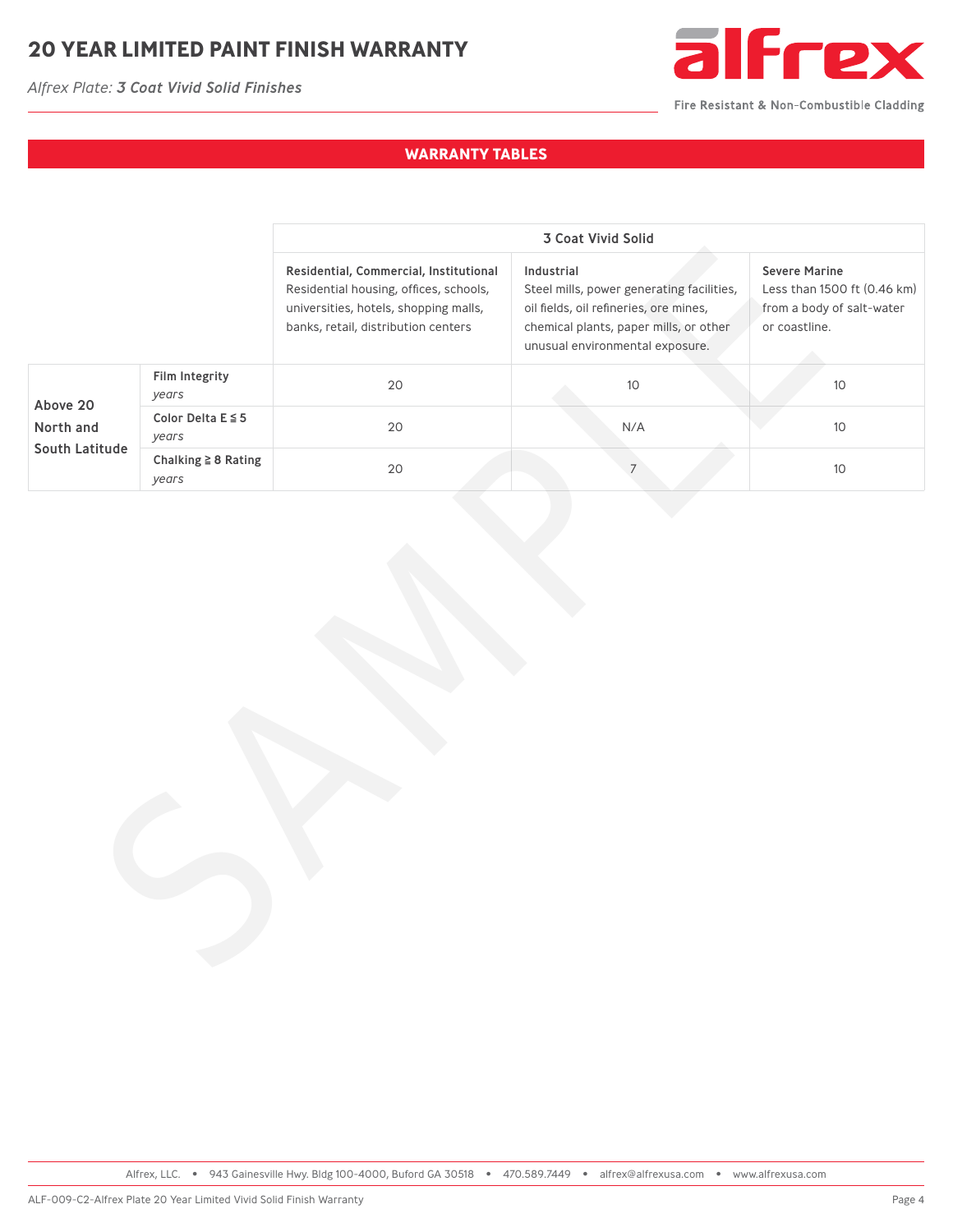## WARRANTY TABLES

| | | 3 Coat Vivid Solid | | |
|---|---|---|---|---|
| | | **Residential, Commercial, Institutional** Residential housing, offices, schools, universities, hotels, shopping malls, banks, retail, distribution centers | **Industrial** Steel mills, power generating facilities, oil fields, oil refineries, ore mines, chemical plants, paper mills, or other unusual environmental exposure. | **Severe Marine** Less than 1500 ft (0.46 km) from a body of salt-water or coastline. |
| **Above 20 North and South Latitude** | **Film Integrity** *years* | 20 | 10 | 10 |
| | **Color Delta E ≦ 5** *years* | 20 | N/A | 10 |
| | **Chalking ≧ 8 Rating** *years* | 20 | 7 | 10 |

Alfrex, LLC. • 943 Gainesville Hwy. Bldg 100-4000, Buford GA 30518 • 470.589.7449 • alfrex@alfrexusa.com • www.alfrexusa.com